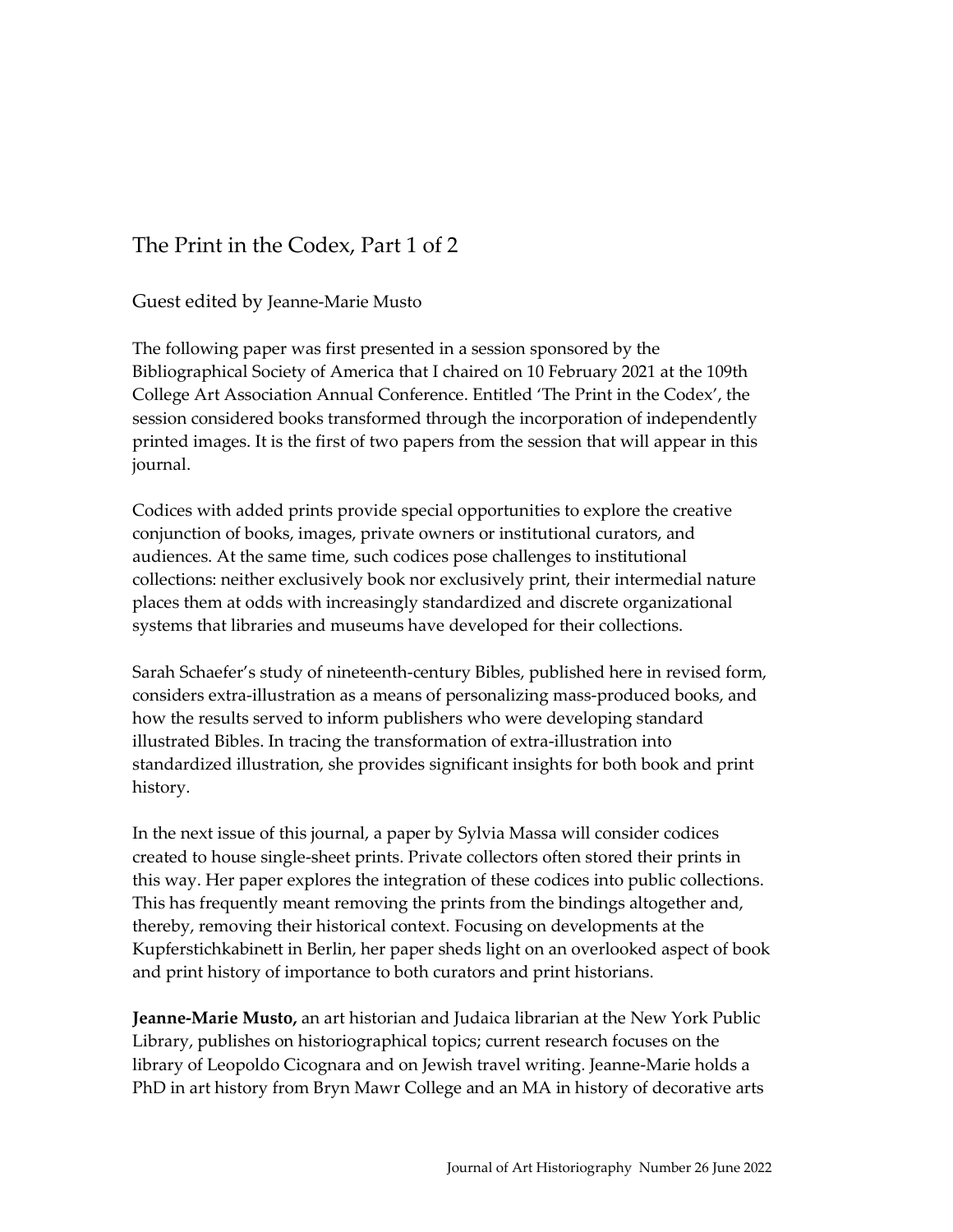# The Print in the Codex, Part 1 of 2

Guest edited by Jeanne-Marie Musto

The following paper was first presented in a session sponsored by the Bibliographical Society of America that I chaired on 10 February 2021 at the 109th College Art Association Annual Conference. Entitled 'The Print in the Codex', the session considered books transformed through the incorporation of independently printed images. It is the first of two papers from the session that will appear in this journal.

Codices with added prints provide special opportunities to explore the creative conjunction of books, images, private owners or institutional curators, and audiences. At the same time, such codices pose challenges to institutional collections: neither exclusively book nor exclusively print, their intermedial nature places them at odds with increasingly standardized and discrete organizational systems that libraries and museums have developed for their collections.

Sarah Schaefer's study of nineteenth-century Bibles, published here in revised form, considers extra-illustration as a means of personalizing mass-produced books, and how the results served to inform publishers who were developing standard illustrated Bibles. In tracing the transformation of extra-illustration into standardized illustration, she provides significant insights for both book and print history.

In the next issue of this journal, a paper by Sylvia Massa will consider codices created to house single-sheet prints. Private collectors often stored their prints in this way. Her paper explores the integration of these codices into public collections. This has frequently meant removing the prints from the bindings altogether and, thereby, removing their historical context. Focusing on developments at the Kupferstichkabinett in Berlin, her paper sheds light on an overlooked aspect of book and print history of importance to both curators and print historians.

**Jeanne-Marie Musto,** an art historian and Judaica librarian at the New York Public Library, publishes on historiographical topics; current research focuses on the library of Leopoldo Cicognara and on Jewish travel writing. Jeanne-Marie holds a PhD in art history from Bryn Mawr College and an MA in history of decorative arts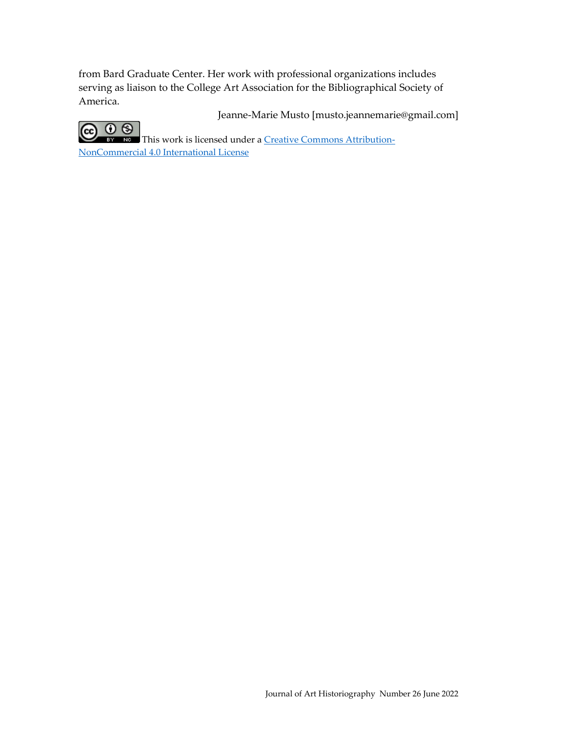from Bard Graduate Center. Her work with professional organizations includes serving as liaison to the College Art Association for the Bibliographical Society of America.

Jeanne-Marie Musto [musto.jeannemarie@gmail.com]

This work is licensed under a [Creative Commons Attribution-NonCommercial 4.0 International License](http://creativecommons.org/licenses/by-nc/4.0/)